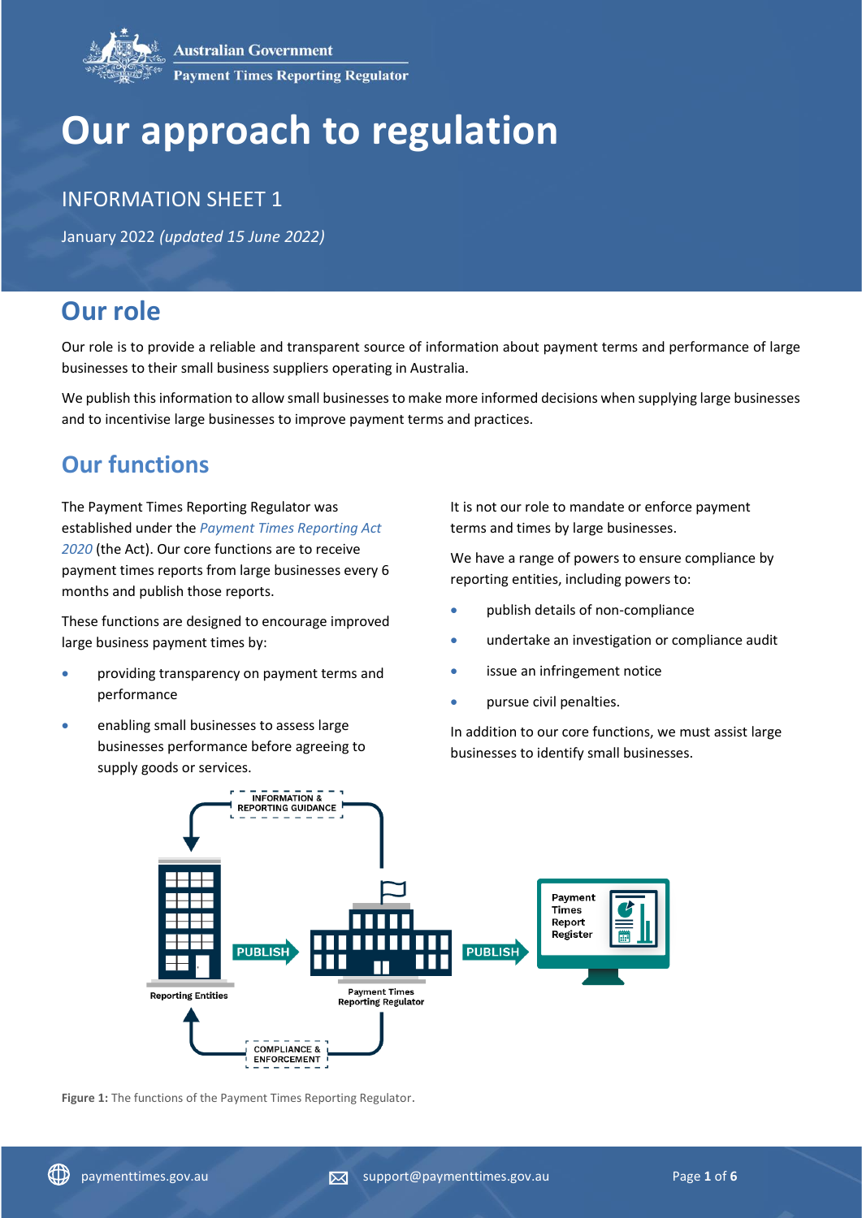Australian Government
Payment Times Reporting Regulator

# Our approach to regulation

INFORMATION SHEET 1

January 2022 *(updated 15 June 2022)*

## Our role

Our role is to provide a reliable and transparent source of information about payment terms and performance of large businesses to their small business suppliers operating in Australia.

We publish this information to allow small businesses to make more informed decisions when supplying large businesses and to incentivise large businesses to improve payment terms and practices.

## Our functions

The Payment Times Reporting Regulator was established under the *Payment Times Reporting Act 2020* (the Act). Our core functions are to receive payment times reports from large businesses every 6 months and publish those reports.

These functions are designed to encourage improved large business payment times by:

- providing transparency on payment terms and performance
- enabling small businesses to assess large businesses performance before agreeing to supply goods or services.

It is not our role to mandate or enforce payment terms and times by large businesses.

We have a range of powers to ensure compliance by reporting entities, including powers to:

- publish details of non-compliance
- undertake an investigation or compliance audit
- issue an infringement notice
- pursue civil penalties.

In addition to our core functions, we must assist large businesses to identify small businesses.

**Figure 1:** The functions of the Payment Times Reporting Regulator.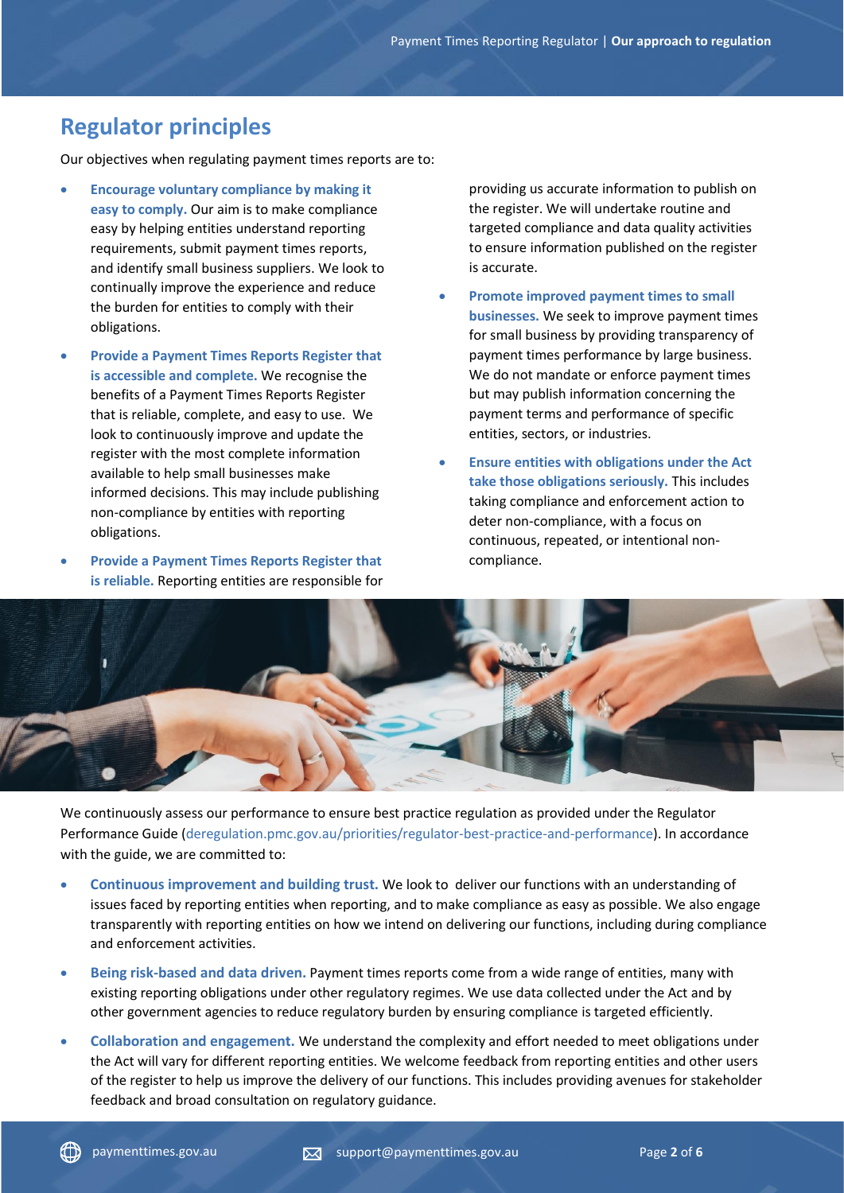## Regulator principles

Our objectives when regulating payment times reports are to:

- **Encourage voluntary compliance by making it easy to comply.** Our aim is to make compliance easy by helping entities understand reporting requirements, submit payment times reports, and identify small business suppliers. We look to continually improve the experience and reduce the burden for entities to comply with their obligations.
- **Provide a Payment Times Reports Register that is accessible and complete.** We recognise the benefits of a Payment Times Reports Register that is reliable, complete, and easy to use. We look to continuously improve and update the register with the most complete information available to help small businesses make informed decisions. This may include publishing non-compliance by entities with reporting obligations.
- **Provide a Payment Times Reports Register that is reliable.** Reporting entities are responsible for providing us accurate information to publish on the register. We will undertake routine and targeted compliance and data quality activities to ensure information published on the register is accurate.
- **Promote improved payment times to small businesses.** We seek to improve payment times for small business by providing transparency of payment times performance by large business. We do not mandate or enforce payment times but may publish information concerning the payment terms and performance of specific entities, sectors, or industries.
- **Ensure entities with obligations under the Act take those obligations seriously.** This includes taking compliance and enforcement action to deter non-compliance, with a focus on continuous, repeated, or intentional non-compliance.

We continuously assess our performance to ensure best practice regulation as provided under the Regulator Performance Guide (deregulation.pmc.gov.au/priorities/regulator-best-practice-and-performance). In accordance with the guide, we are committed to:

- **Continuous improvement and building trust.** We look to deliver our functions with an understanding of issues faced by reporting entities when reporting, and to make compliance as easy as possible. We also engage transparently with reporting entities on how we intend on delivering our functions, including during compliance and enforcement activities.
- **Being risk-based and data driven.** Payment times reports come from a wide range of entities, many with existing reporting obligations under other regulatory regimes. We use data collected under the Act and by other government agencies to reduce regulatory burden by ensuring compliance is targeted efficiently.
- **Collaboration and engagement.** We understand the complexity and effort needed to meet obligations under the Act will vary for different reporting entities. We welcome feedback from reporting entities and other users of the register to help us improve the delivery of our functions. This includes providing avenues for stakeholder feedback and broad consultation on regulatory guidance.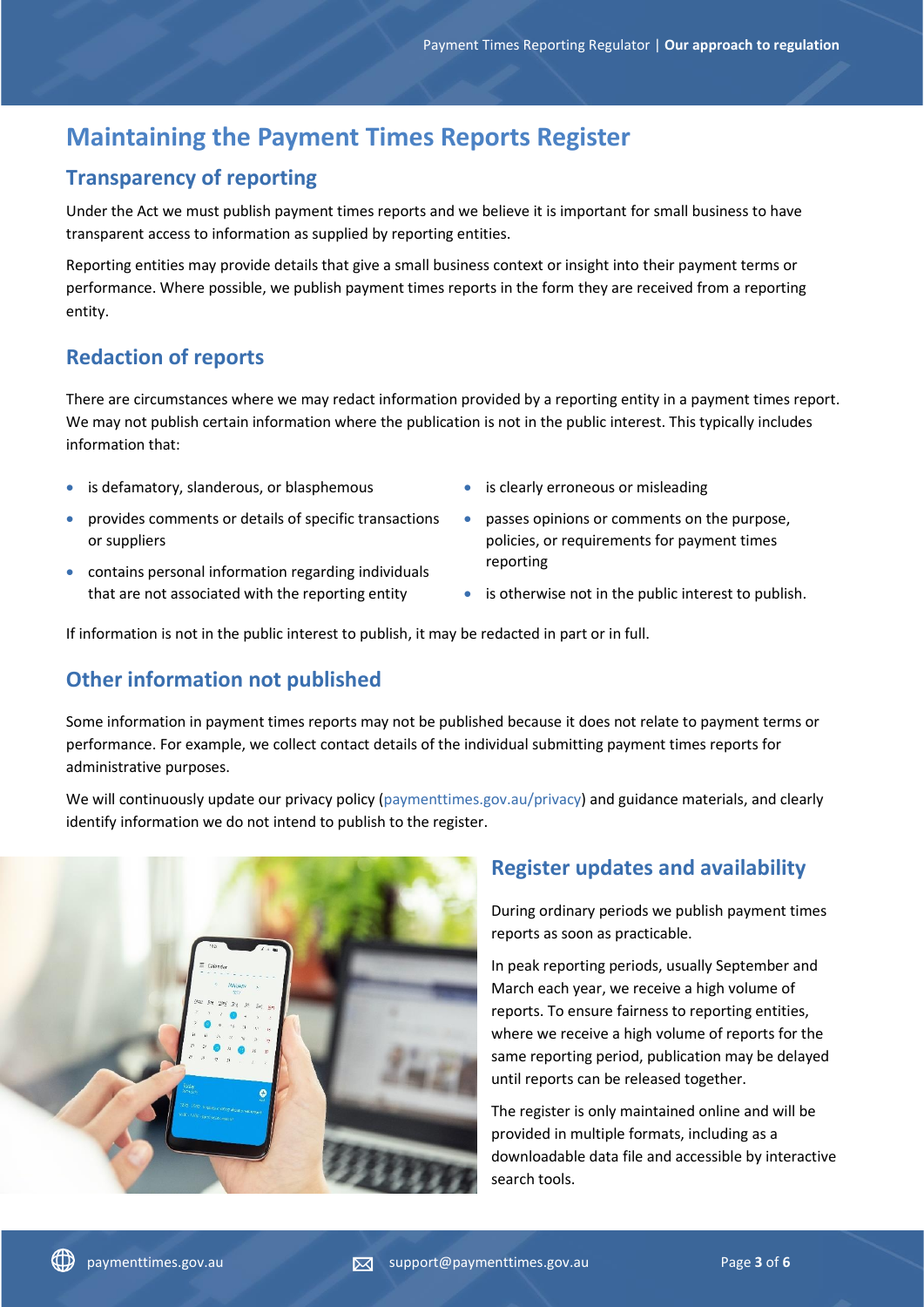# Maintaining the Payment Times Reports Register

## Transparency of reporting

Under the Act we must publish payment times reports and we believe it is important for small business to have transparent access to information as supplied by reporting entities.

Reporting entities may provide details that give a small business context or insight into their payment terms or performance. Where possible, we publish payment times reports in the form they are received from a reporting entity.

## Redaction of reports

There are circumstances where we may redact information provided by a reporting entity in a payment times report. We may not publish certain information where the publication is not in the public interest. This typically includes information that:

- is defamatory, slanderous, or blasphemous
- provides comments or details of specific transactions or suppliers
- contains personal information regarding individuals that are not associated with the reporting entity
- is clearly erroneous or misleading
- passes opinions or comments on the purpose, policies, or requirements for payment times reporting
- is otherwise not in the public interest to publish.

If information is not in the public interest to publish, it may be redacted in part or in full.

## Other information not published

Some information in payment times reports may not be published because it does not relate to payment terms or performance. For example, we collect contact details of the individual submitting payment times reports for administrative purposes.

We will continuously update our privacy policy (paymenttimes.gov.au/privacy) and guidance materials, and clearly identify information we do not intend to publish to the register.

## Register updates and availability

During ordinary periods we publish payment times reports as soon as practicable.

In peak reporting periods, usually September and March each year, we receive a high volume of reports. To ensure fairness to reporting entities, where we receive a high volume of reports for the same reporting period, publication may be delayed until reports can be released together.

The register is only maintained online and will be provided in multiple formats, including as a downloadable data file and accessible by interactive search tools.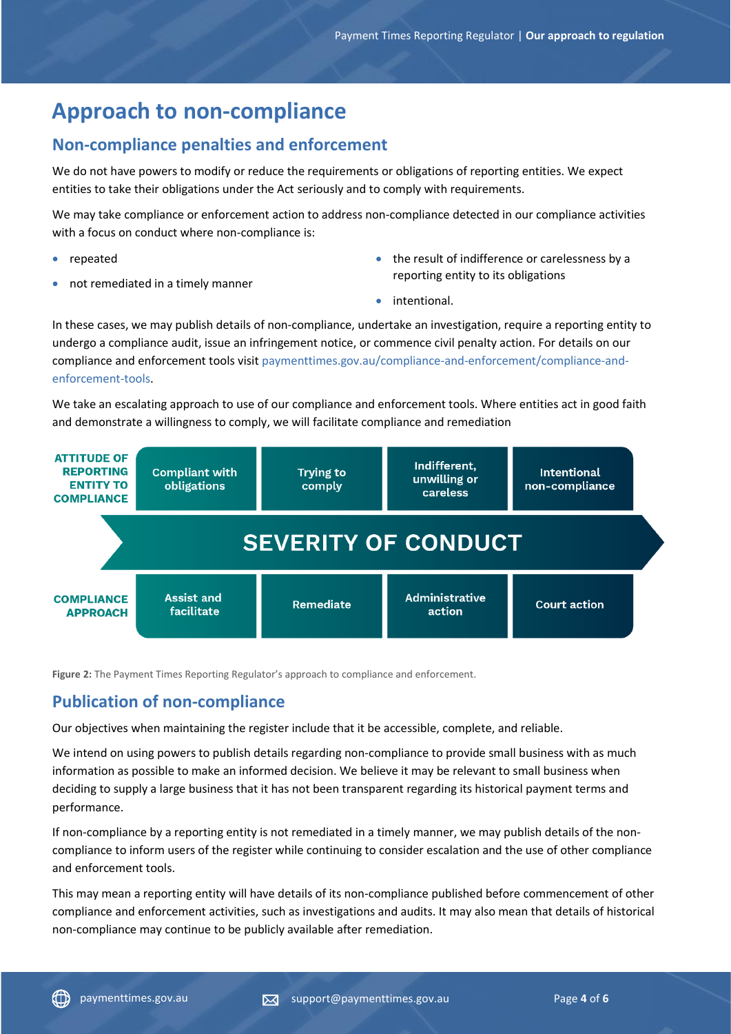# Approach to non-compliance

## Non-compliance penalties and enforcement

We do not have powers to modify or reduce the requirements or obligations of reporting entities. We expect entities to take their obligations under the Act seriously and to comply with requirements.

We may take compliance or enforcement action to address non-compliance detected in our compliance activities with a focus on conduct where non-compliance is:

- repeated
- not remediated in a timely manner
- the result of indifference or carelessness by a reporting entity to its obligations
- intentional.

In these cases, we may publish details of non-compliance, undertake an investigation, require a reporting entity to undergo a compliance audit, issue an infringement notice, or commence civil penalty action. For details on our compliance and enforcement tools visit paymenttimes.gov.au/compliance-and-enforcement/compliance-and-enforcement-tools.

We take an escalating approach to use of our compliance and enforcement tools. Where entities act in good faith and demonstrate a willingness to comply, we will facilitate compliance and remediation

| ATTITUDE OF REPORTING ENTITY TO COMPLIANCE | Compliant with obligations | Trying to comply | Indifferent, unwilling or careless | Intentional non-compliance |
|---|---|---|---|---|
| | **SEVERITY OF CONDUCT →** | | | |
| COMPLIANCE APPROACH | Assist and facilitate | Remediate | Administrative action | Court action |

**Figure 2:** The Payment Times Reporting Regulator's approach to compliance and enforcement.

## Publication of non-compliance

Our objectives when maintaining the register include that it be accessible, complete, and reliable.

We intend on using powers to publish details regarding non-compliance to provide small business with as much information as possible to make an informed decision. We believe it may be relevant to small business when deciding to supply a large business that it has not been transparent regarding its historical payment terms and performance.

If non-compliance by a reporting entity is not remediated in a timely manner, we may publish details of the non-compliance to inform users of the register while continuing to consider escalation and the use of other compliance and enforcement tools.

This may mean a reporting entity will have details of its non-compliance published before commencement of other compliance and enforcement activities, such as investigations and audits. It may also mean that details of historical non-compliance may continue to be publicly available after remediation.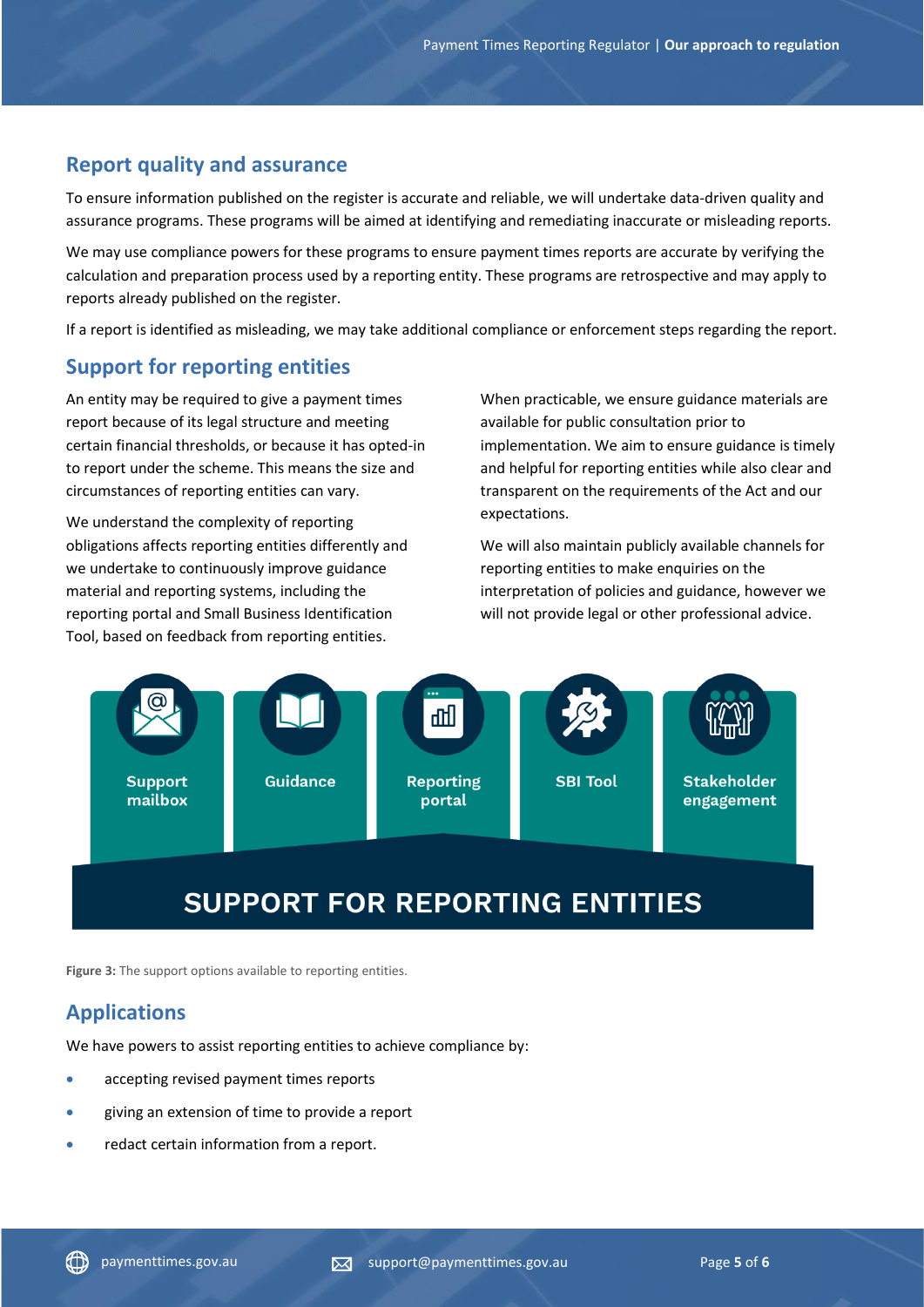## Report quality and assurance

To ensure information published on the register is accurate and reliable, we will undertake data-driven quality and assurance programs. These programs will be aimed at identifying and remediating inaccurate or misleading reports.

We may use compliance powers for these programs to ensure payment times reports are accurate by verifying the calculation and preparation process used by a reporting entity. These programs are retrospective and may apply to reports already published on the register.

If a report is identified as misleading, we may take additional compliance or enforcement steps regarding the report.

## Support for reporting entities

An entity may be required to give a payment times report because of its legal structure and meeting certain financial thresholds, or because it has opted-in to report under the scheme. This means the size and circumstances of reporting entities can vary.

We understand the complexity of reporting obligations affects reporting entities differently and we undertake to continuously improve guidance material and reporting systems, including the reporting portal and Small Business Identification Tool, based on feedback from reporting entities.

When practicable, we ensure guidance materials are available for public consultation prior to implementation. We aim to ensure guidance is timely and helpful for reporting entities while also clear and transparent on the requirements of the Act and our expectations.

We will also maintain publicly available channels for reporting entities to make enquiries on the interpretation of policies and guidance, however we will not provide legal or other professional advice.

Support mailbox | Guidance | Reporting portal | SBI Tool | Stakeholder engagement

SUPPORT FOR REPORTING ENTITIES

**Figure 3:** The support options available to reporting entities.

## Applications

We have powers to assist reporting entities to achieve compliance by:

- accepting revised payment times reports
- giving an extension of time to provide a report
- redact certain information from a report.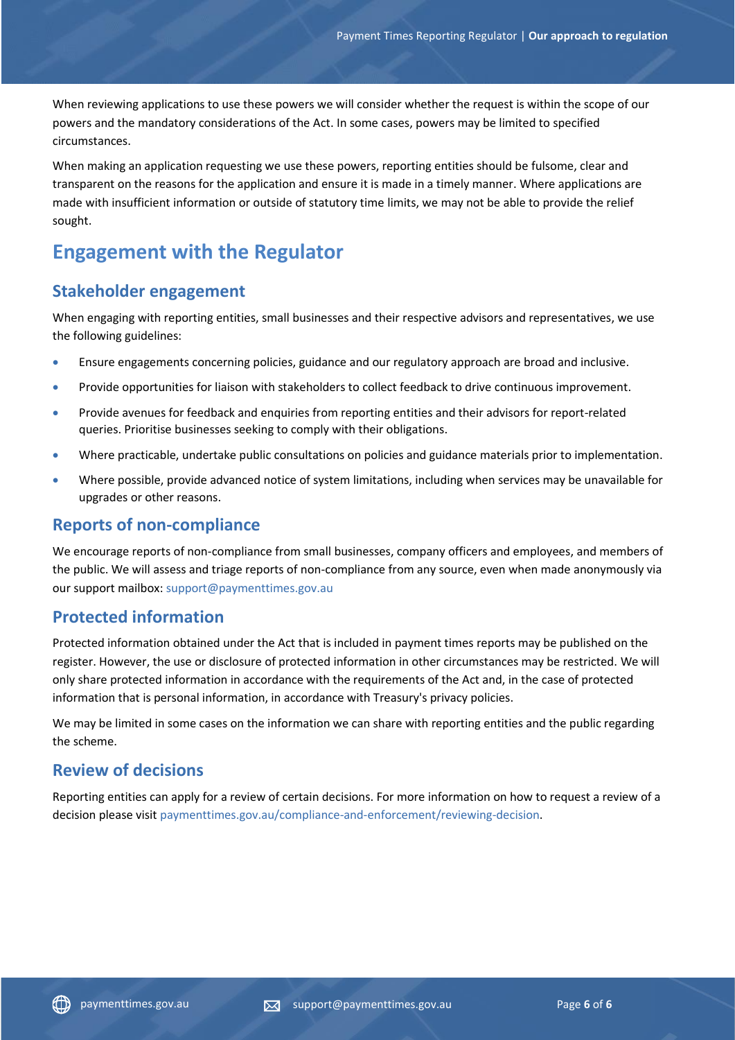When reviewing applications to use these powers we will consider whether the request is within the scope of our powers and the mandatory considerations of the Act. In some cases, powers may be limited to specified circumstances.

When making an application requesting we use these powers, reporting entities should be fulsome, clear and transparent on the reasons for the application and ensure it is made in a timely manner. Where applications are made with insufficient information or outside of statutory time limits, we may not be able to provide the relief sought.

# Engagement with the Regulator

## Stakeholder engagement

When engaging with reporting entities, small businesses and their respective advisors and representatives, we use the following guidelines:

- Ensure engagements concerning policies, guidance and our regulatory approach are broad and inclusive.
- Provide opportunities for liaison with stakeholders to collect feedback to drive continuous improvement.
- Provide avenues for feedback and enquiries from reporting entities and their advisors for report-related queries. Prioritise businesses seeking to comply with their obligations.
- Where practicable, undertake public consultations on policies and guidance materials prior to implementation.
- Where possible, provide advanced notice of system limitations, including when services may be unavailable for upgrades or other reasons.

## Reports of non-compliance

We encourage reports of non-compliance from small businesses, company officers and employees, and members of the public. We will assess and triage reports of non-compliance from any source, even when made anonymously via our support mailbox: support@paymenttimes.gov.au

## Protected information

Protected information obtained under the Act that is included in payment times reports may be published on the register. However, the use or disclosure of protected information in other circumstances may be restricted. We will only share protected information in accordance with the requirements of the Act and, in the case of protected information that is personal information, in accordance with Treasury's privacy policies.

We may be limited in some cases on the information we can share with reporting entities and the public regarding the scheme.

## Review of decisions

Reporting entities can apply for a review of certain decisions. For more information on how to request a review of a decision please visit paymenttimes.gov.au/compliance-and-enforcement/reviewing-decision.